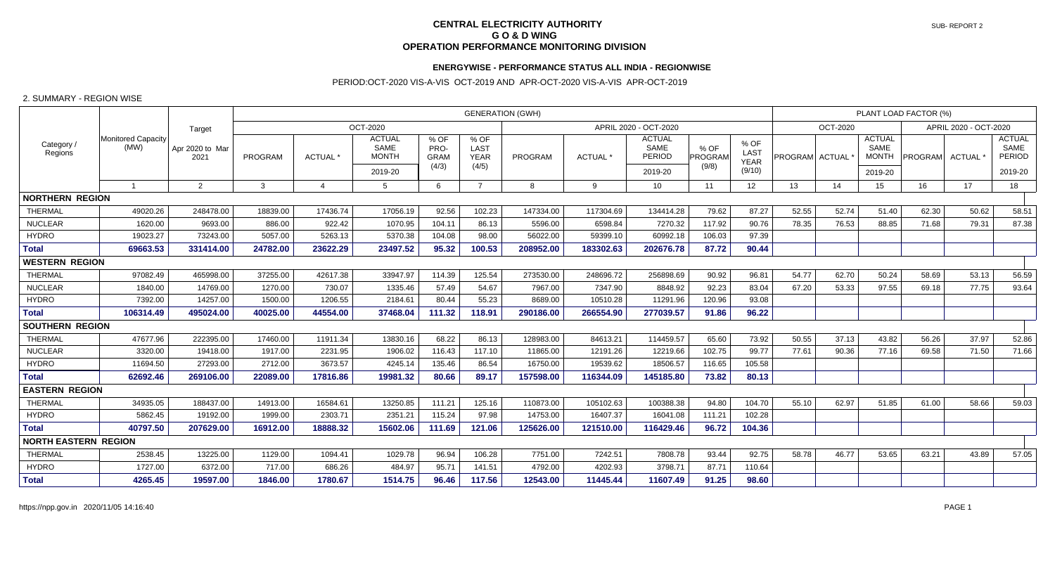# CENTRAL ELECTRICITY AUTHORITY
## G O & D WING
## OPERATION PERFORMANCE MONITORING DIVISION

SUB- REPORT 2

### ENERGYWISE - PERFORMANCE STATUS ALL INDIA - REGIONWISE

PERIOD:OCT-2020 VIS-A-VIS OCT-2019 AND APR-OCT-2020 VIS-A-VIS APR-OCT-2019

2. SUMMARY - REGION WISE

| Category / Regions | Monitored Capacity (MW) | Target | GENERATION (GWH) | | | | | | | | | | PLANT LOAD FACTOR (%) | | | | | |
|---|---|---|---|---|---|---|---|---|---|---|---|---|---|---|---|---|---|---|
| | | | OCT-2020 | | | | | APRIL 2020 - OCT-2020 | | | | | OCT-2020 | | | APRIL 2020 - OCT-2020 | | |
| | | Apr 2020 to Mar 2021 | PROGRAM | ACTUAL * | ACTUAL SAME MONTH 2019-20 | % OF PRO-GRAM (4/3) | % OF LAST YEAR (4/5) | PROGRAM | ACTUAL * | ACTUAL SAME PERIOD 2019-20 | % OF PROGRAM (9/8) | % OF LAST YEAR (9/10) | PROGRAM | ACTUAL * | ACTUAL SAME MONTH 2019-20 | PROGRAM | ACTUAL * | ACTUAL SAME PERIOD 2019-20 |
| | 1 | 2 | 3 | 4 | 5 | 6 | 7 | 8 | 9 | 10 | 11 | 12 | 13 | 14 | 15 | 16 | 17 | 18 |
| **NORTHERN REGION** | | | | | | | | | | | | | | | | | | |
| THERMAL | 49020.26 | 248478.00 | 18839.00 | 17436.74 | 17056.19 | 92.56 | 102.23 | 147334.00 | 117304.69 | 134414.28 | 79.62 | 87.27 | 52.55 | 52.74 | 51.40 | 62.30 | 50.62 | 58.51 |
| NUCLEAR | 1620.00 | 9693.00 | 886.00 | 922.42 | 1070.95 | 104.11 | 86.13 | 5596.00 | 6598.84 | 7270.32 | 117.92 | 90.76 | 78.35 | 76.53 | 88.85 | 71.68 | 79.31 | 87.38 |
| HYDRO | 19023.27 | 73243.00 | 5057.00 | 5263.13 | 5370.38 | 104.08 | 98.00 | 56022.00 | 59399.10 | 60992.18 | 106.03 | 97.39 | | | | | | |
| **Total** | **69663.53** | **331414.00** | **24782.00** | **23622.29** | **23497.52** | **95.32** | **100.53** | **208952.00** | **183302.63** | **202676.78** | **87.72** | **90.44** | | | | | | |
| **WESTERN REGION** | | | | | | | | | | | | | | | | | | |
| THERMAL | 97082.49 | 465998.00 | 37255.00 | 42617.38 | 33947.97 | 114.39 | 125.54 | 273530.00 | 248696.72 | 256898.69 | 90.92 | 96.81 | 54.77 | 62.70 | 50.24 | 58.69 | 53.13 | 56.59 |
| NUCLEAR | 1840.00 | 14769.00 | 1270.00 | 730.07 | 1335.46 | 57.49 | 54.67 | 7967.00 | 7347.90 | 8848.92 | 92.23 | 83.04 | 67.20 | 53.33 | 97.55 | 69.18 | 77.75 | 93.64 |
| HYDRO | 7392.00 | 14257.00 | 1500.00 | 1206.55 | 2184.61 | 80.44 | 55.23 | 8689.00 | 10510.28 | 11291.96 | 120.96 | 93.08 | | | | | | |
| **Total** | **106314.49** | **495024.00** | **40025.00** | **44554.00** | **37468.04** | **111.32** | **118.91** | **290186.00** | **266554.90** | **277039.57** | **91.86** | **96.22** | | | | | | |
| **SOUTHERN REGION** | | | | | | | | | | | | | | | | | | |
| THERMAL | 47677.96 | 222395.00 | 17460.00 | 11911.34 | 13830.16 | 68.22 | 86.13 | 128983.00 | 84613.21 | 114459.57 | 65.60 | 73.92 | 50.55 | 37.13 | 43.82 | 56.26 | 37.97 | 52.86 |
| NUCLEAR | 3320.00 | 19418.00 | 1917.00 | 2231.95 | 1906.02 | 116.43 | 117.10 | 11865.00 | 12191.26 | 12219.66 | 102.75 | 99.77 | 77.61 | 90.36 | 77.16 | 69.58 | 71.50 | 71.66 |
| HYDRO | 11694.50 | 27293.00 | 2712.00 | 3673.57 | 4245.14 | 135.46 | 86.54 | 16750.00 | 19539.62 | 18506.57 | 116.65 | 105.58 | | | | | | |
| **Total** | **62692.46** | **269106.00** | **22089.00** | **17816.86** | **19981.32** | **80.66** | **89.17** | **157598.00** | **116344.09** | **145185.80** | **73.82** | **80.13** | | | | | | |
| **EASTERN REGION** | | | | | | | | | | | | | | | | | | |
| THERMAL | 34935.05 | 188437.00 | 14913.00 | 16584.61 | 13250.85 | 111.21 | 125.16 | 110873.00 | 105102.63 | 100388.38 | 94.80 | 104.70 | 55.10 | 62.97 | 51.85 | 61.00 | 58.66 | 59.03 |
| HYDRO | 5862.45 | 19192.00 | 1999.00 | 2303.71 | 2351.21 | 115.24 | 97.98 | 14753.00 | 16407.37 | 16041.08 | 111.21 | 102.28 | | | | | | |
| **Total** | **40797.50** | **207629.00** | **16912.00** | **18888.32** | **15602.06** | **111.69** | **121.06** | **125626.00** | **121510.00** | **116429.46** | **96.72** | **104.36** | | | | | | |
| **NORTH EASTERN REGION** | | | | | | | | | | | | | | | | | | |
| THERMAL | 2538.45 | 13225.00 | 1129.00 | 1094.41 | 1029.78 | 96.94 | 106.28 | 7751.00 | 7242.51 | 7808.78 | 93.44 | 92.75 | 58.78 | 46.77 | 53.65 | 63.21 | 43.89 | 57.05 |
| HYDRO | 1727.00 | 6372.00 | 717.00 | 686.26 | 484.97 | 95.71 | 141.51 | 4792.00 | 4202.93 | 3798.71 | 87.71 | 110.64 | | | | | | |
| **Total** | **4265.45** | **19597.00** | **1846.00** | **1780.67** | **1514.75** | **96.46** | **117.56** | **12543.00** | **11445.44** | **11607.49** | **91.25** | **98.60** | | | | | | |

https://npp.gov.in 2020/11/05 14:16:40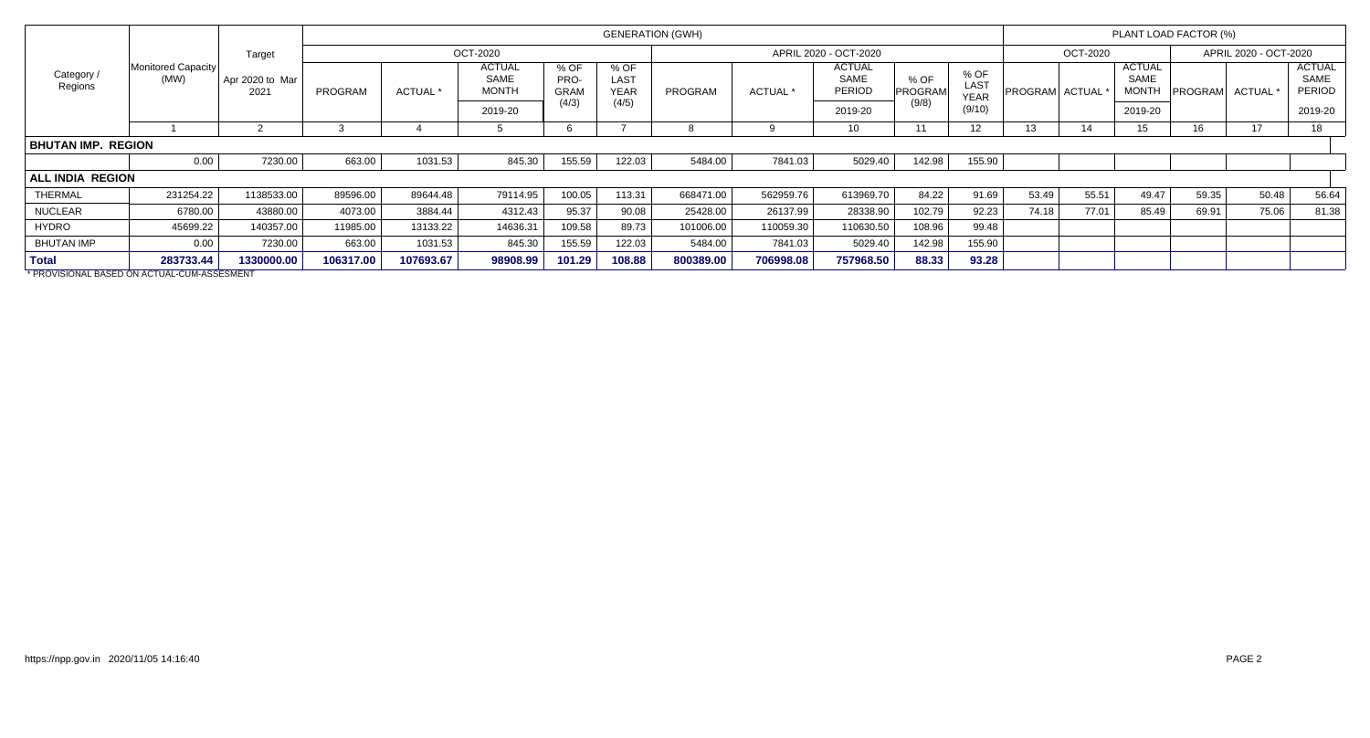| Category / Regions | Monitored Capacity (MW) | Target | GENERATION (GWH) | | | | | | | | | | PLANT LOAD FACTOR (%) | | | | | |
|---|---|---|---|---|---|---|---|---|---|---|---|---|---|---|---|---|---|---|
| | | | OCT-2020 | | | | | APRIL 2020 - OCT-2020 | | | | | OCT-2020 | | | APRIL 2020 - OCT-2020 | | |
| | | Apr 2020 to Mar 2021 | PROGRAM | ACTUAL * | ACTUAL SAME MONTH 2019-20 | % OF PRO-GRAM (4/3) | % OF LAST YEAR (4/5) | PROGRAM | ACTUAL * | ACTUAL SAME PERIOD 2019-20 | % OF PROGRAM (9/8) | % OF LAST YEAR (9/10) | PROGRAM | ACTUAL * | ACTUAL SAME MONTH 2019-20 | PROGRAM | ACTUAL * | ACTUAL SAME PERIOD 2019-20 |
| | 1 | 2 | 3 | 4 | 5 | 6 | 7 | 8 | 9 | 10 | 11 | 12 | 13 | 14 | 15 | 16 | 17 | 18 |
| **BHUTAN IMP. REGION** | | | | | | | | | | | | | | | | | | |
| | 0.00 | 7230.00 | 663.00 | 1031.53 | 845.30 | 155.59 | 122.03 | 5484.00 | 7841.03 | 5029.40 | 142.98 | 155.90 | | | | | | |
| **ALL INDIA REGION** | | | | | | | | | | | | | | | | | | |
| THERMAL | 231254.22 | 1138533.00 | 89596.00 | 89644.48 | 79114.95 | 100.05 | 113.31 | 668471.00 | 562959.76 | 613969.70 | 84.22 | 91.69 | 53.49 | 55.51 | 49.47 | 59.35 | 50.48 | 56.64 |
| NUCLEAR | 6780.00 | 43880.00 | 4073.00 | 3884.44 | 4312.43 | 95.37 | 90.08 | 25428.00 | 26137.99 | 28338.90 | 102.79 | 92.23 | 74.18 | 77.01 | 85.49 | 69.91 | 75.06 | 81.38 |
| HYDRO | 45699.22 | 140357.00 | 11985.00 | 13133.22 | 14636.31 | 109.58 | 89.73 | 101006.00 | 110059.30 | 110630.50 | 108.96 | 99.48 | | | | | | |
| BHUTAN IMP | 0.00 | 7230.00 | 663.00 | 1031.53 | 845.30 | 155.59 | 122.03 | 5484.00 | 7841.03 | 5029.40 | 142.98 | 155.90 | | | | | | |
| **Total** | **283733.44** | **1330000.00** | **106317.00** | **107693.67** | **98908.99** | **101.29** | **108.88** | **800389.00** | **706998.08** | **757968.50** | **88.33** | **93.28** | | | | | | |

* PROVISIONAL BASED ON ACTUAL-CUM-ASSESMENT

https://npp.gov.in 2020/11/05 14:16:40